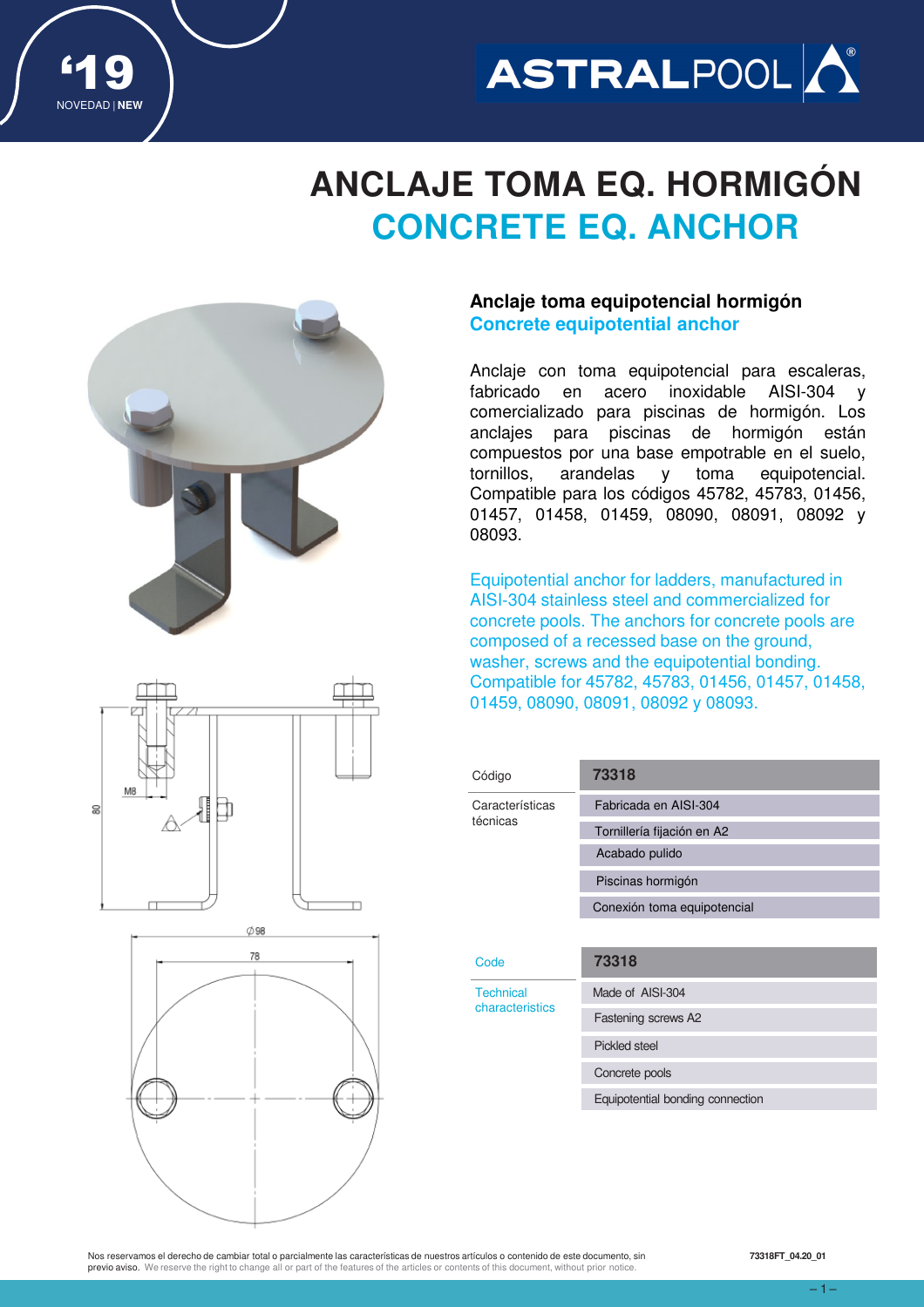‘19
NOVEDAD | **NEW**

# ANCLAJE TOMA EQ. HORMIGÓN
# CONCRETE EQ. ANCHOR

M8

80

∅98

78

### Anclaje toma equipotencial hormigón
### Concrete equipotential anchor

Anclaje con toma equipotencial para escaleras, fabricado en acero inoxidable AISI-304 y comercializado para piscinas de hormigón. Los anclajes para piscinas de hormigón están compuestos por una base empotrable en el suelo, tornillos, arandelas y toma equipotencial. Compatible para los códigos 45782, 45783, 01456, 01457, 01458, 01459, 08090, 08091, 08092 y 08093.

Equipotential anchor for ladders, manufactured in AISI-304 stainless steel and commercialized for concrete pools. The anchors for concrete pools are composed of a recessed base on the ground, washer, screws and the equipotential bonding. Compatible for 45782, 45783, 01456, 01457, 01458, 01459, 08090, 08091, 08092 y 08093.

| Código | **73318** |
|---|---|
| Características técnicas | Fabricada en AISI-304 |
| | Tornillería fijación en A2 |
| | Acabado pulido |
| | Piscinas hormigón |
| | Conexión toma equipotencial |

| Code | **73318** |
|---|---|
| Technical characteristics | Made of AISI-304 |
| | Fastening screws A2 |
| | Pickled steel |
| | Concrete pools |
| | Equipotential bonding connection |

Nos reservamos el derecho de cambiar total o parcialmente las características de nuestros artículos o contenido de este documento, sin previo aviso. We reserve the right to change all or part of the features of the articles or contents of this document, without prior notice.

73318FT_04.20_01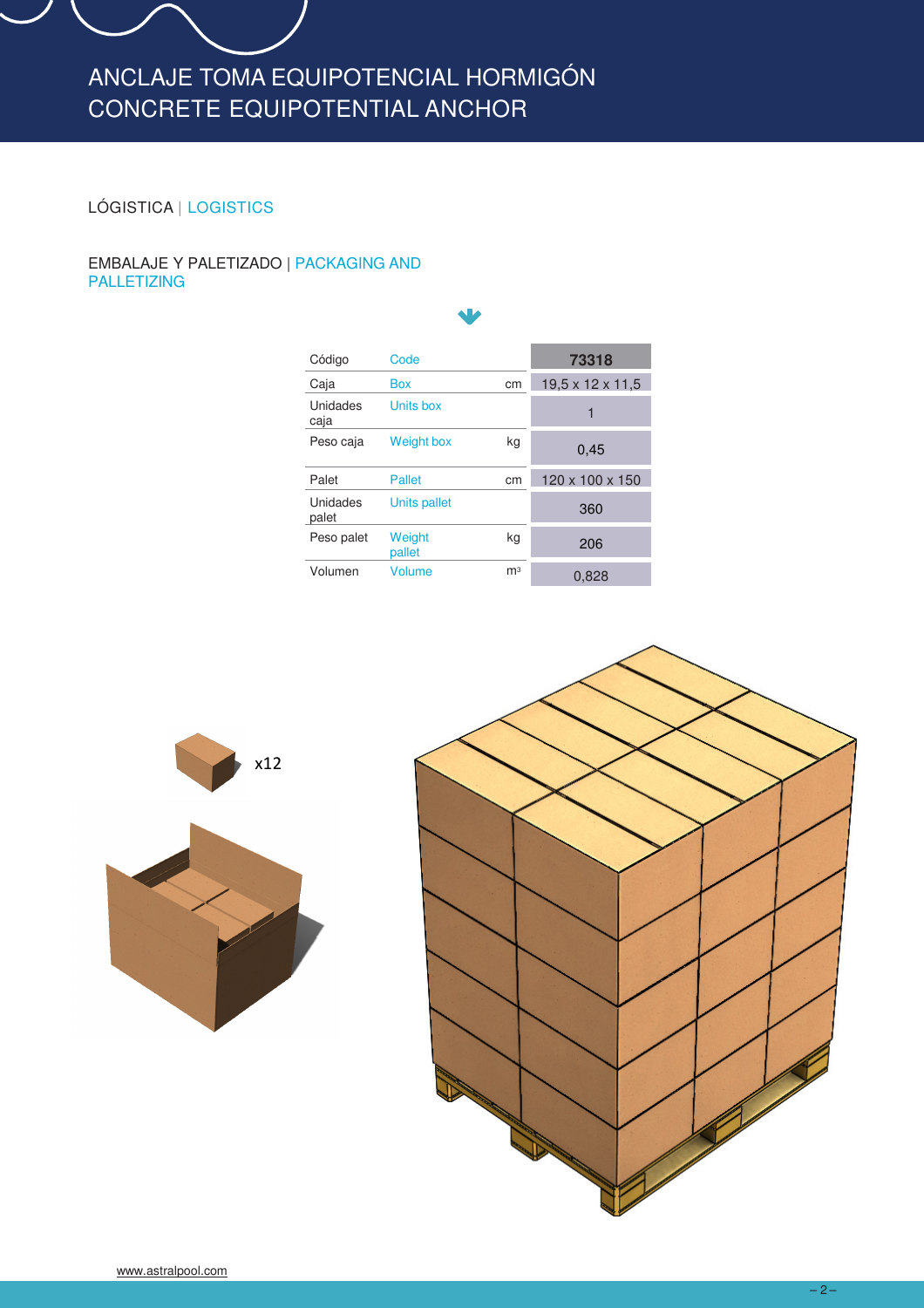# ANCLAJE TOMA EQUIPOTENCIAL HORMIGÓN
# CONCRETE EQUIPOTENTIAL ANCHOR

## LÓGISTICA | LOGISTICS

### EMBALAJE Y PALETIZADO | PACKAGING AND PALLETIZING

| | | | |
|---|---|---|---|
| Código | Code | | 73318 |
| Caja | Box | cm | 19,5 x 12 x 11,5 |
| Unidades caja | Units box | | 1 |
| Peso caja | Weight box | kg | 0,45 |
| Palet | Pallet | cm | 120 x 100 x 150 |
| Unidades palet | Units pallet | | 360 |
| Peso palet | Weight pallet | kg | 206 |
| Volumen | Volume | $m^3$ | 0,828 |

x12

www.astralpool.com